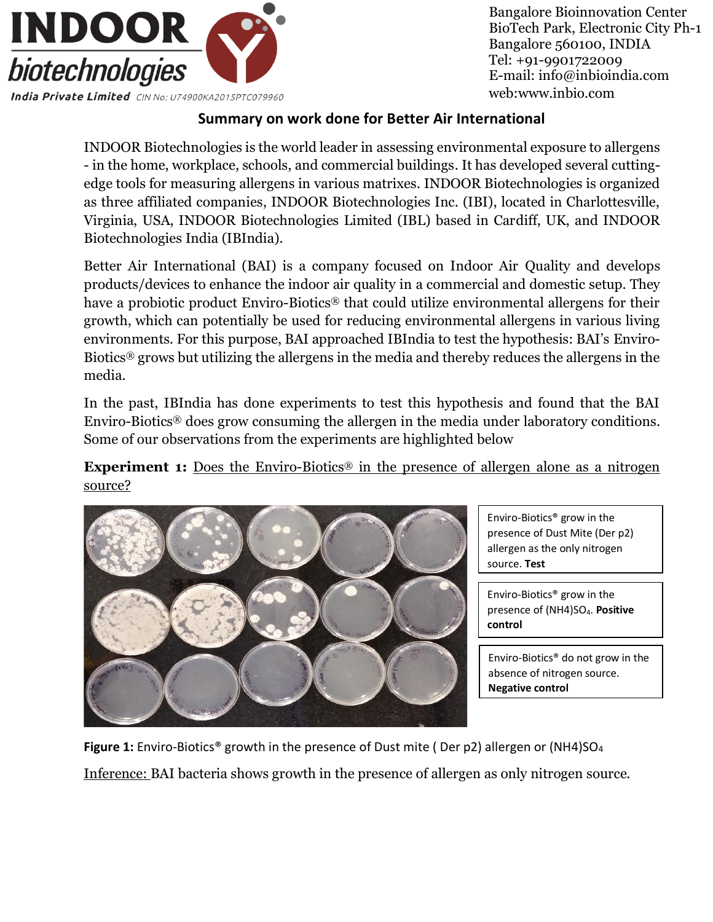INDOOR biotechnologies India Private Limited CIN No: U74900KA2015PTC079960

Bangalore Bioinnovation Center
BioTech Park, Electronic City Ph-1
Bangalore 560100, INDIA
Tel: +91-9901722009
E-mail: info@inbioindia.com
web:www.inbio.com

## Summary on work done for Better Air International

INDOOR Biotechnologies is the world leader in assessing environmental exposure to allergens - in the home, workplace, schools, and commercial buildings. It has developed several cutting-edge tools for measuring allergens in various matrixes. INDOOR Biotechnologies is organized as three affiliated companies, INDOOR Biotechnologies Inc. (IBI), located in Charlottesville, Virginia, USA, INDOOR Biotechnologies Limited (IBL) based in Cardiff, UK, and INDOOR Biotechnologies India (IBIndia).

Better Air International (BAI) is a company focused on Indoor Air Quality and develops products/devices to enhance the indoor air quality in a commercial and domestic setup. They have a probiotic product Enviro-Biotics® that could utilize environmental allergens for their growth, which can potentially be used for reducing environmental allergens in various living environments. For this purpose, BAI approached IBIndia to test the hypothesis: BAI's Enviro-Biotics® grows but utilizing the allergens in the media and thereby reduces the allergens in the media.

In the past, IBIndia has done experiments to test this hypothesis and found that the BAI Enviro-Biotics® does grow consuming the allergen in the media under laboratory conditions. Some of our observations from the experiments are highlighted below

**Experiment 1:** Does the Enviro-Biotics® in the presence of allergen alone as a nitrogen source?

Enviro-Biotics® grow in the presence of Dust Mite (Der p2) allergen as the only nitrogen source. **Test**

Enviro-Biotics® grow in the presence of $(NH4)SO_4$. **Positive control**

Enviro-Biotics® do not grow in the absence of nitrogen source. **Negative control**

**Figure 1:** Enviro-Biotics® growth in the presence of Dust mite ( Der p2) allergen or $(NH4)SO_4$

Inference: BAI bacteria shows growth in the presence of allergen as only nitrogen source.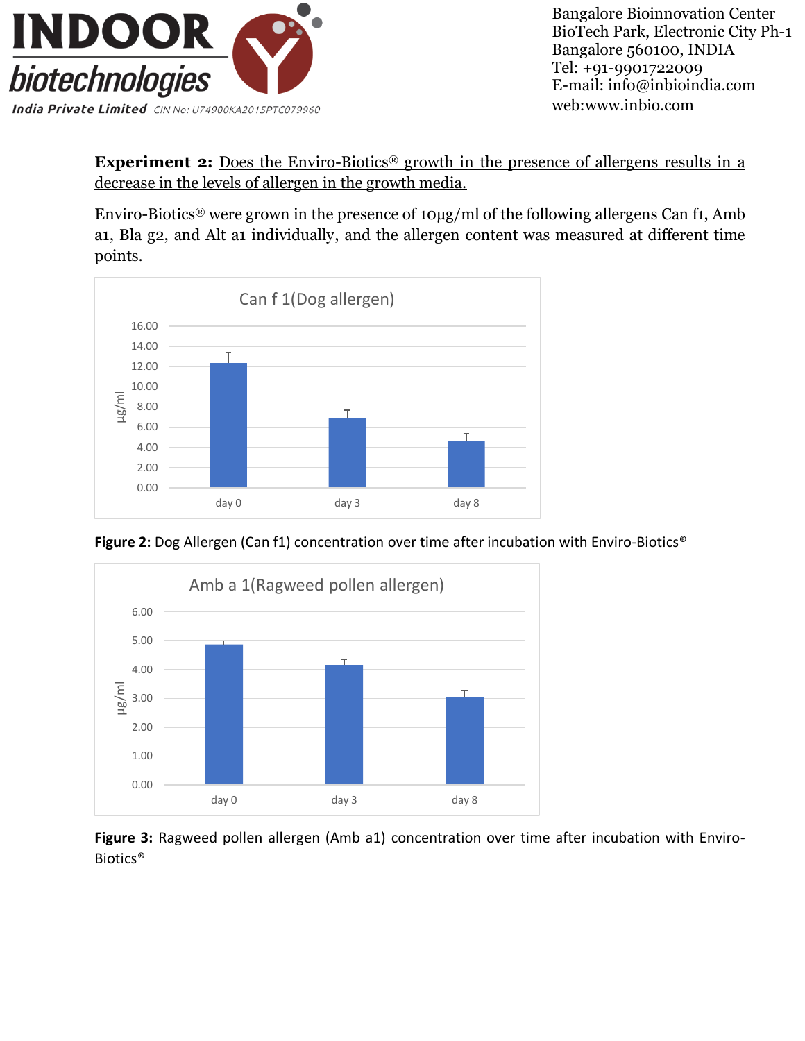**Experiment 2:** Does the Enviro-Biotics® growth in the presence of allergens results in a decrease in the levels of allergen in the growth media.

Enviro-Biotics® were grown in the presence of 10µg/ml of the following allergens Can f1, Amb a1, Bla g2, and Alt a1 individually, and the allergen content was measured at different time points.

**Figure 2:** Dog Allergen (Can f1) concentration over time after incubation with Enviro-Biotics®

**Figure 3:** Ragweed pollen allergen (Amb a1) concentration over time after incubation with Enviro-Biotics®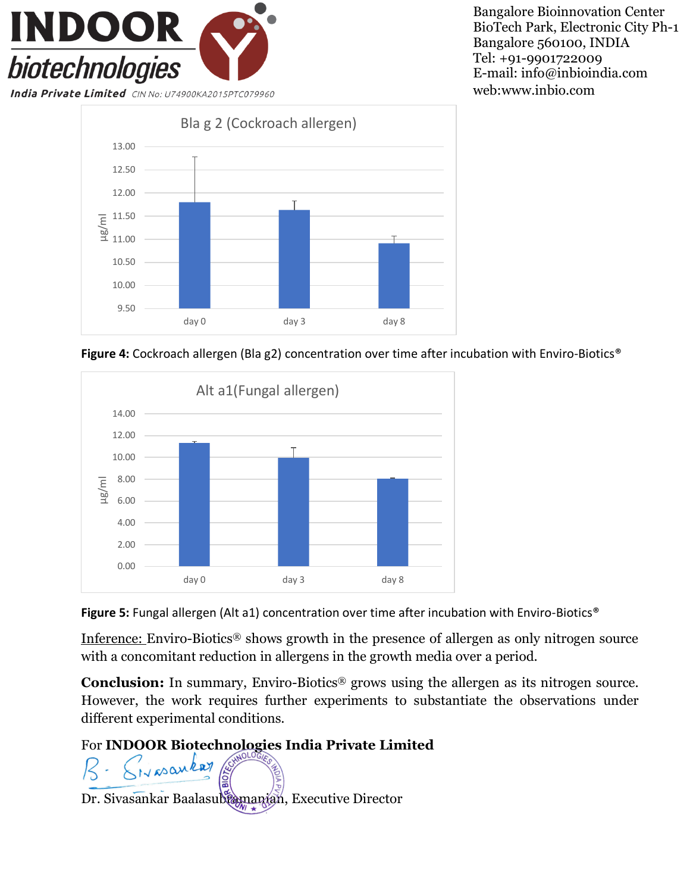Bla g 2 (Cockroach allergen)

µg/ml

13.00
12.50
12.00
11.50
11.00
10.50
10.00
9.50

day 0
day 3
day 8

**Figure 4:** Cockroach allergen (Bla g2) concentration over time after incubation with Enviro-Biotics®

Alt a1(Fungal allergen)

µg/ml

14.00
12.00
10.00
8.00
6.00
4.00
2.00
0.00

day 0
day 3
day 8

**Figure 5:** Fungal allergen (Alt a1) concentration over time after incubation with Enviro-Biotics®

Inference: Enviro-Biotics® shows growth in the presence of allergen as only nitrogen source with a concomitant reduction in allergens in the growth media over a period.

**Conclusion:** In summary, Enviro-Biotics® grows using the allergen as its nitrogen source. However, the work requires further experiments to substantiate the observations under different experimental conditions.

For **INDOOR Biotechnologies India Private Limited**

Dr. Sivasankar Baalasubramanian, Executive Director